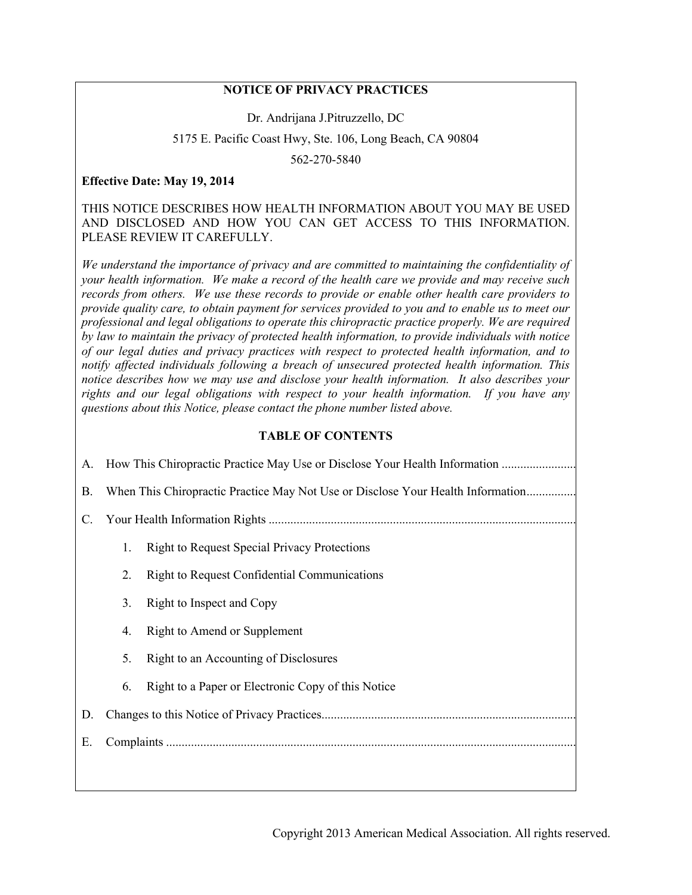# NOTICE OF PRIVACY PRACTICES

Dr. Andrijana J.Pitruzzello, DC

5175 E. Pacific Coast Hwy, Ste. 106, Long Beach, CA 90804

562-270-5840

**Effective Date: May 19, 2014**

THIS NOTICE DESCRIBES HOW HEALTH INFORMATION ABOUT YOU MAY BE USED AND DISCLOSED AND HOW YOU CAN GET ACCESS TO THIS INFORMATION. PLEASE REVIEW IT CAREFULLY.

*We understand the importance of privacy and are committed to maintaining the confidentiality of your health information. We make a record of the health care we provide and may receive such records from others. We use these records to provide or enable other health care providers to provide quality care, to obtain payment for services provided to you and to enable us to meet our professional and legal obligations to operate this chiropractic practice properly. We are required by law to maintain the privacy of protected health information, to provide individuals with notice of our legal duties and privacy practices with respect to protected health information, and to notify affected individuals following a breach of unsecured protected health information. This notice describes how we may use and disclose your health information. It also describes your rights and our legal obligations with respect to your health information. If you have any questions about this Notice, please contact the phone number listed above.*

## TABLE OF CONTENTS

A. How This Chiropractic Practice May Use or Disclose Your Health Information ........................

B. When This Chiropractic Practice May Not Use or Disclose Your Health Information................

C. Your Health Information Rights ..................................................................................................

1. Right to Request Special Privacy Protections
2. Right to Request Confidential Communications
3. Right to Inspect and Copy
4. Right to Amend or Supplement
5. Right to an Accounting of Disclosures
6. Right to a Paper or Electronic Copy of this Notice

D. Changes to this Notice of Privacy Practices.................................................................................

E. Complaints ...................................................................................................................................

Copyright 2013 American Medical Association. All rights reserved.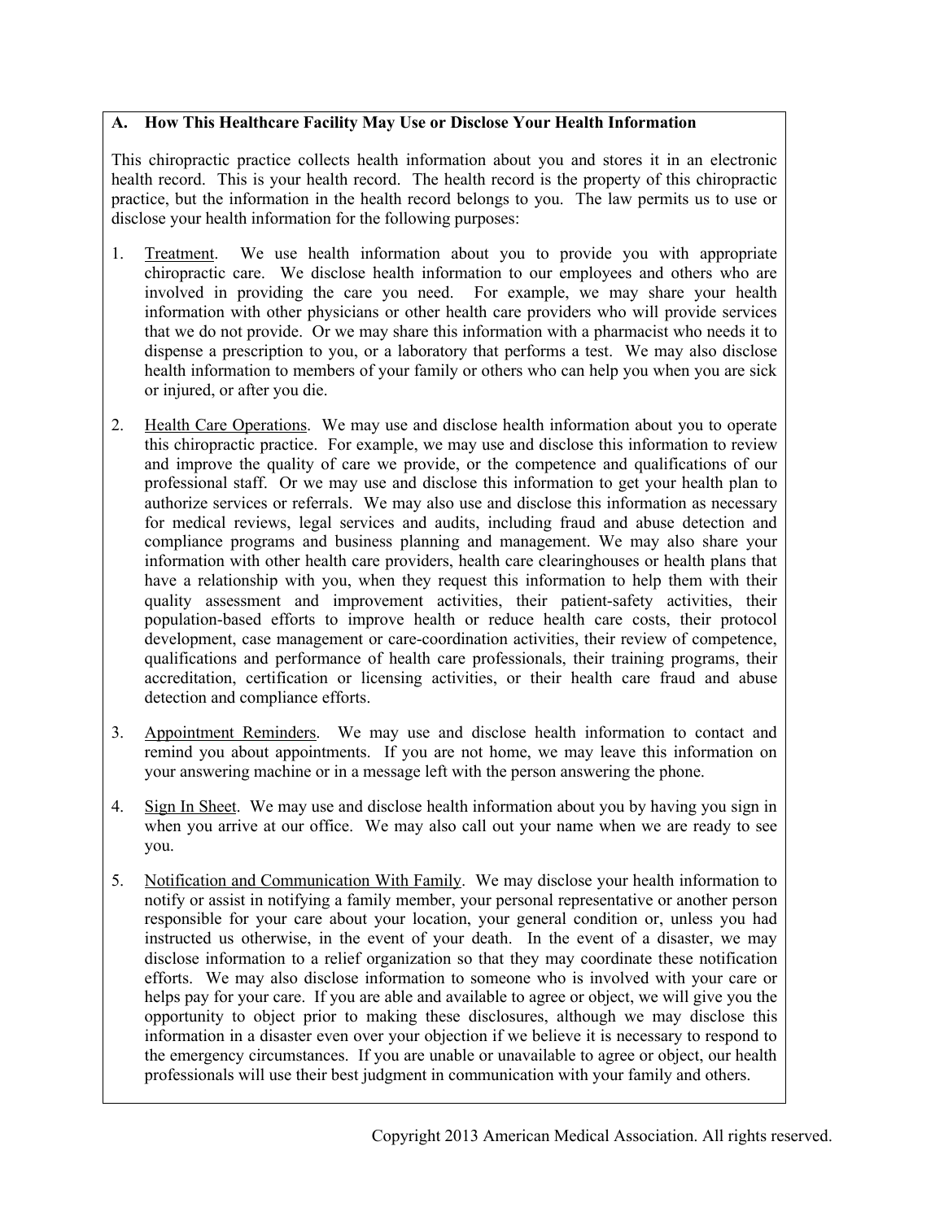## A. How This Healthcare Facility May Use or Disclose Your Health Information

This chiropractic practice collects health information about you and stores it in an electronic health record. This is your health record. The health record is the property of this chiropractic practice, but the information in the health record belongs to you. The law permits us to use or disclose your health information for the following purposes:

1. Treatment. We use health information about you to provide you with appropriate chiropractic care. We disclose health information to our employees and others who are involved in providing the care you need. For example, we may share your health information with other physicians or other health care providers who will provide services that we do not provide. Or we may share this information with a pharmacist who needs it to dispense a prescription to you, or a laboratory that performs a test. We may also disclose health information to members of your family or others who can help you when you are sick or injured, or after you die.

2. Health Care Operations. We may use and disclose health information about you to operate this chiropractic practice. For example, we may use and disclose this information to review and improve the quality of care we provide, or the competence and qualifications of our professional staff. Or we may use and disclose this information to get your health plan to authorize services or referrals. We may also use and disclose this information as necessary for medical reviews, legal services and audits, including fraud and abuse detection and compliance programs and business planning and management. We may also share your information with other health care providers, health care clearinghouses or health plans that have a relationship with you, when they request this information to help them with their quality assessment and improvement activities, their patient-safety activities, their population-based efforts to improve health or reduce health care costs, their protocol development, case management or care-coordination activities, their review of competence, qualifications and performance of health care professionals, their training programs, their accreditation, certification or licensing activities, or their health care fraud and abuse detection and compliance efforts.

3. Appointment Reminders. We may use and disclose health information to contact and remind you about appointments. If you are not home, we may leave this information on your answering machine or in a message left with the person answering the phone.

4. Sign In Sheet. We may use and disclose health information about you by having you sign in when you arrive at our office. We may also call out your name when we are ready to see you.

5. Notification and Communication With Family. We may disclose your health information to notify or assist in notifying a family member, your personal representative or another person responsible for your care about your location, your general condition or, unless you had instructed us otherwise, in the event of your death. In the event of a disaster, we may disclose information to a relief organization so that they may coordinate these notification efforts. We may also disclose information to someone who is involved with your care or helps pay for your care. If you are able and available to agree or object, we will give you the opportunity to object prior to making these disclosures, although we may disclose this information in a disaster even over your objection if we believe it is necessary to respond to the emergency circumstances. If you are unable or unavailable to agree or object, our health professionals will use their best judgment in communication with your family and others.

Copyright 2013 American Medical Association. All rights reserved.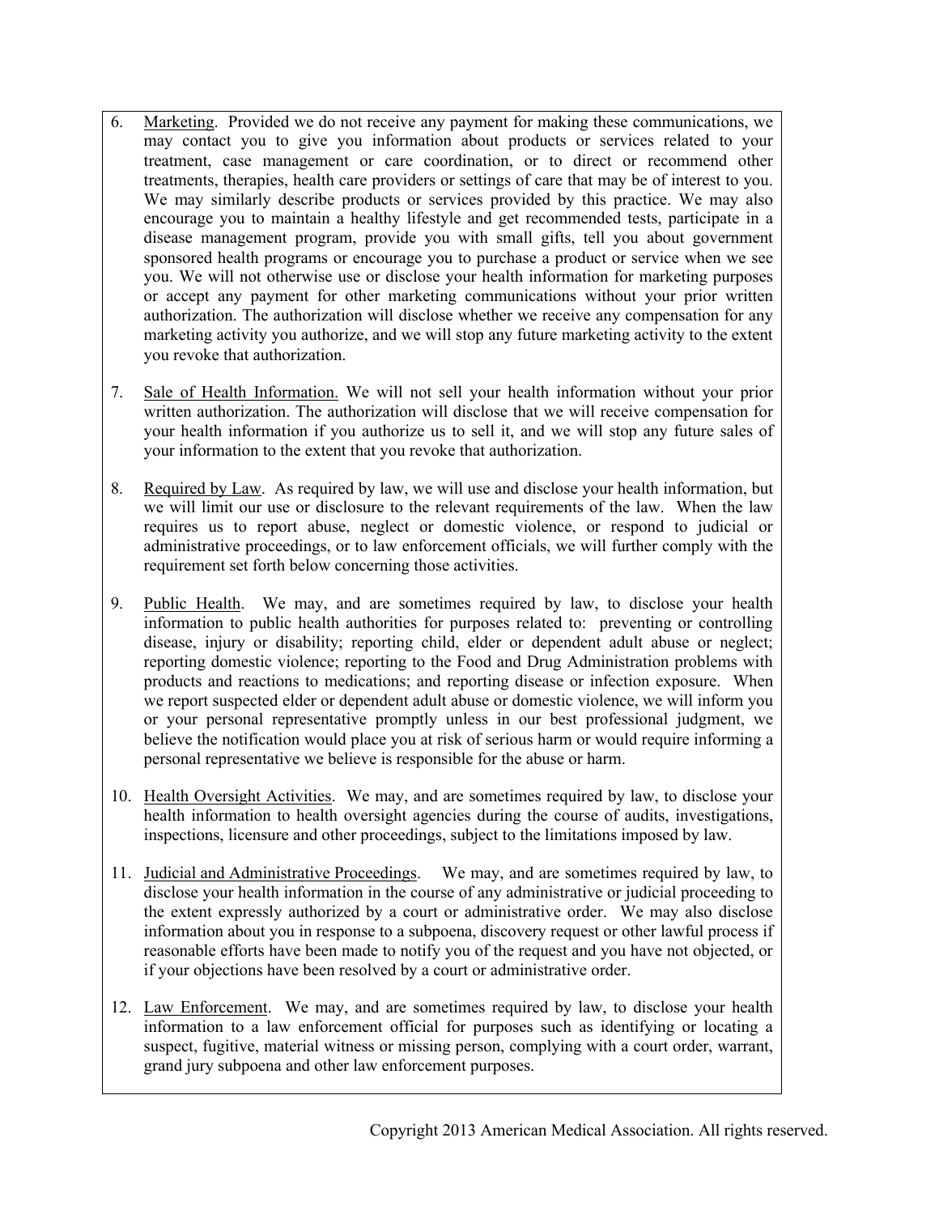6. <u>Marketing</u>. Provided we do not receive any payment for making these communications, we may contact you to give you information about products or services related to your treatment, case management or care coordination, or to direct or recommend other treatments, therapies, health care providers or settings of care that may be of interest to you. We may similarly describe products or services provided by this practice. We may also encourage you to maintain a healthy lifestyle and get recommended tests, participate in a disease management program, provide you with small gifts, tell you about government sponsored health programs or encourage you to purchase a product or service when we see you. We will not otherwise use or disclose your health information for marketing purposes or accept any payment for other marketing communications without your prior written authorization. The authorization will disclose whether we receive any compensation for any marketing activity you authorize, and we will stop any future marketing activity to the extent you revoke that authorization.

7. <u>Sale of Health Information.</u> We will not sell your health information without your prior written authorization. The authorization will disclose that we will receive compensation for your health information if you authorize us to sell it, and we will stop any future sales of your information to the extent that you revoke that authorization.

8. <u>Required by Law</u>. As required by law, we will use and disclose your health information, but we will limit our use or disclosure to the relevant requirements of the law. When the law requires us to report abuse, neglect or domestic violence, or respond to judicial or administrative proceedings, or to law enforcement officials, we will further comply with the requirement set forth below concerning those activities.

9. <u>Public Health</u>. We may, and are sometimes required by law, to disclose your health information to public health authorities for purposes related to: preventing or controlling disease, injury or disability; reporting child, elder or dependent adult abuse or neglect; reporting domestic violence; reporting to the Food and Drug Administration problems with products and reactions to medications; and reporting disease or infection exposure. When we report suspected elder or dependent adult abuse or domestic violence, we will inform you or your personal representative promptly unless in our best professional judgment, we believe the notification would place you at risk of serious harm or would require informing a personal representative we believe is responsible for the abuse or harm.

10. <u>Health Oversight Activities</u>. We may, and are sometimes required by law, to disclose your health information to health oversight agencies during the course of audits, investigations, inspections, licensure and other proceedings, subject to the limitations imposed by law.

11. <u>Judicial and Administrative Proceedings</u>. We may, and are sometimes required by law, to disclose your health information in the course of any administrative or judicial proceeding to the extent expressly authorized by a court or administrative order. We may also disclose information about you in response to a subpoena, discovery request or other lawful process if reasonable efforts have been made to notify you of the request and you have not objected, or if your objections have been resolved by a court or administrative order.

12. <u>Law Enforcement</u>. We may, and are sometimes required by law, to disclose your health information to a law enforcement official for purposes such as identifying or locating a suspect, fugitive, material witness or missing person, complying with a court order, warrant, grand jury subpoena and other law enforcement purposes.

Copyright 2013 American Medical Association. All rights reserved.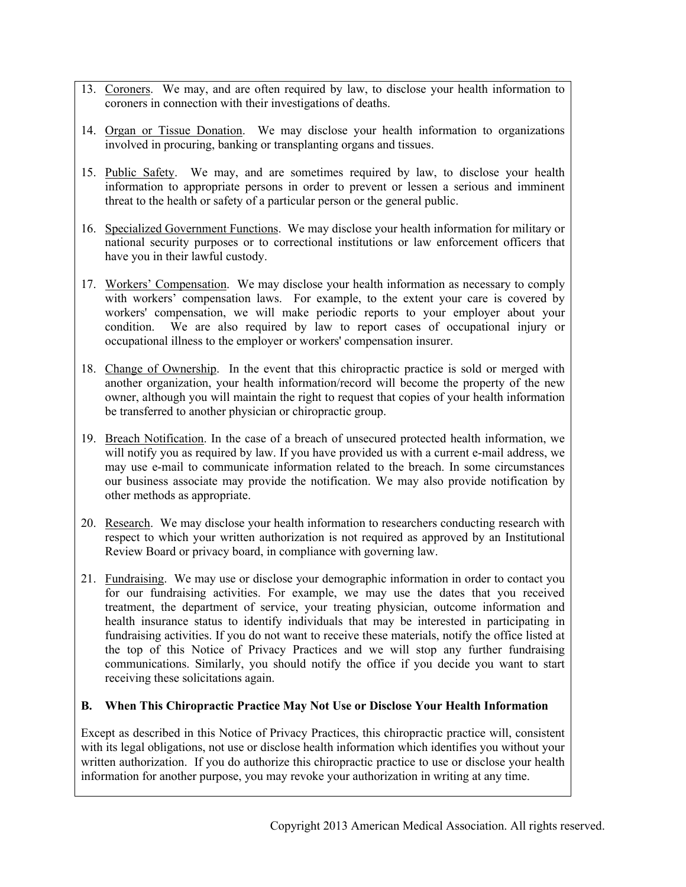13. Coroners. We may, and are often required by law, to disclose your health information to coroners in connection with their investigations of deaths.

14. Organ or Tissue Donation. We may disclose your health information to organizations involved in procuring, banking or transplanting organs and tissues.

15. Public Safety. We may, and are sometimes required by law, to disclose your health information to appropriate persons in order to prevent or lessen a serious and imminent threat to the health or safety of a particular person or the general public.

16. Specialized Government Functions. We may disclose your health information for military or national security purposes or to correctional institutions or law enforcement officers that have you in their lawful custody.

17. Workers' Compensation. We may disclose your health information as necessary to comply with workers' compensation laws. For example, to the extent your care is covered by workers' compensation, we will make periodic reports to your employer about your condition. We are also required by law to report cases of occupational injury or occupational illness to the employer or workers' compensation insurer.

18. Change of Ownership. In the event that this chiropractic practice is sold or merged with another organization, your health information/record will become the property of the new owner, although you will maintain the right to request that copies of your health information be transferred to another physician or chiropractic group.

19. Breach Notification. In the case of a breach of unsecured protected health information, we will notify you as required by law. If you have provided us with a current e-mail address, we may use e-mail to communicate information related to the breach. In some circumstances our business associate may provide the notification. We may also provide notification by other methods as appropriate.

20. Research. We may disclose your health information to researchers conducting research with respect to which your written authorization is not required as approved by an Institutional Review Board or privacy board, in compliance with governing law.

21. Fundraising. We may use or disclose your demographic information in order to contact you for our fundraising activities. For example, we may use the dates that you received treatment, the department of service, your treating physician, outcome information and health insurance status to identify individuals that may be interested in participating in fundraising activities. If you do not want to receive these materials, notify the office listed at the top of this Notice of Privacy Practices and we will stop any further fundraising communications. Similarly, you should notify the office if you decide you want to start receiving these solicitations again.

### B. When This Chiropractic Practice May Not Use or Disclose Your Health Information

Except as described in this Notice of Privacy Practices, this chiropractic practice will, consistent with its legal obligations, not use or disclose health information which identifies you without your written authorization. If you do authorize this chiropractic practice to use or disclose your health information for another purpose, you may revoke your authorization in writing at any time.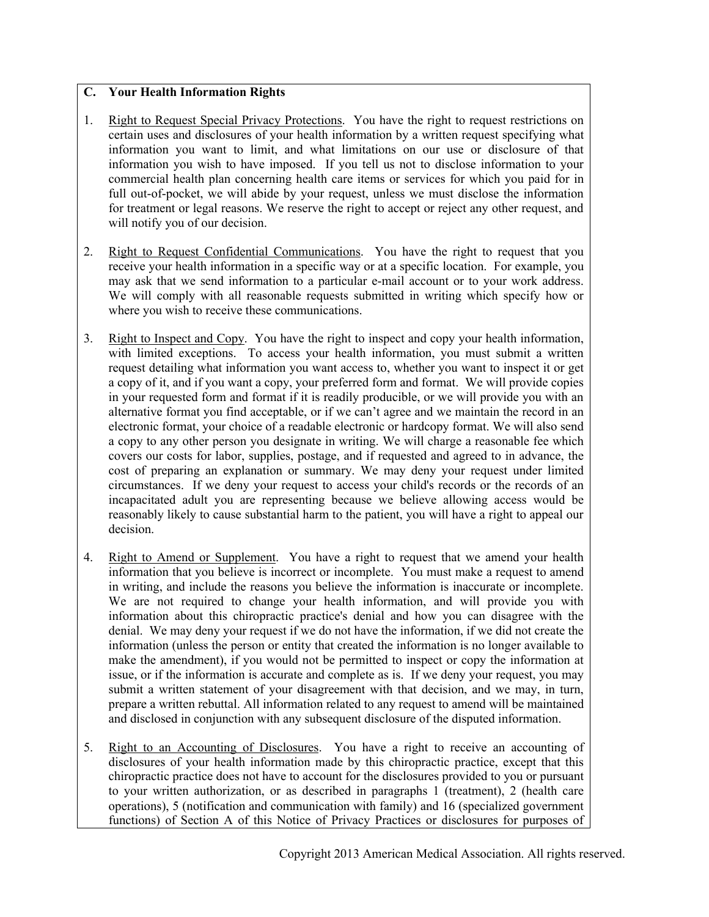## C. Your Health Information Rights

1. Right to Request Special Privacy Protections. You have the right to request restrictions on certain uses and disclosures of your health information by a written request specifying what information you want to limit, and what limitations on our use or disclosure of that information you wish to have imposed. If you tell us not to disclose information to your commercial health plan concerning health care items or services for which you paid for in full out-of-pocket, we will abide by your request, unless we must disclose the information for treatment or legal reasons. We reserve the right to accept or reject any other request, and will notify you of our decision.

2. Right to Request Confidential Communications. You have the right to request that you receive your health information in a specific way or at a specific location. For example, you may ask that we send information to a particular e-mail account or to your work address. We will comply with all reasonable requests submitted in writing which specify how or where you wish to receive these communications.

3. Right to Inspect and Copy. You have the right to inspect and copy your health information, with limited exceptions. To access your health information, you must submit a written request detailing what information you want access to, whether you want to inspect it or get a copy of it, and if you want a copy, your preferred form and format. We will provide copies in your requested form and format if it is readily producible, or we will provide you with an alternative format you find acceptable, or if we can't agree and we maintain the record in an electronic format, your choice of a readable electronic or hardcopy format. We will also send a copy to any other person you designate in writing. We will charge a reasonable fee which covers our costs for labor, supplies, postage, and if requested and agreed to in advance, the cost of preparing an explanation or summary. We may deny your request under limited circumstances. If we deny your request to access your child's records or the records of an incapacitated adult you are representing because we believe allowing access would be reasonably likely to cause substantial harm to the patient, you will have a right to appeal our decision.

4. Right to Amend or Supplement. You have a right to request that we amend your health information that you believe is incorrect or incomplete. You must make a request to amend in writing, and include the reasons you believe the information is inaccurate or incomplete. We are not required to change your health information, and will provide you with information about this chiropractic practice's denial and how you can disagree with the denial. We may deny your request if we do not have the information, if we did not create the information (unless the person or entity that created the information is no longer available to make the amendment), if you would not be permitted to inspect or copy the information at issue, or if the information is accurate and complete as is. If we deny your request, you may submit a written statement of your disagreement with that decision, and we may, in turn, prepare a written rebuttal. All information related to any request to amend will be maintained and disclosed in conjunction with any subsequent disclosure of the disputed information.

5. Right to an Accounting of Disclosures. You have a right to receive an accounting of disclosures of your health information made by this chiropractic practice, except that this chiropractic practice does not have to account for the disclosures provided to you or pursuant to your written authorization, or as described in paragraphs 1 (treatment), 2 (health care operations), 5 (notification and communication with family) and 16 (specialized government functions) of Section A of this Notice of Privacy Practices or disclosures for purposes of

Copyright 2013 American Medical Association. All rights reserved.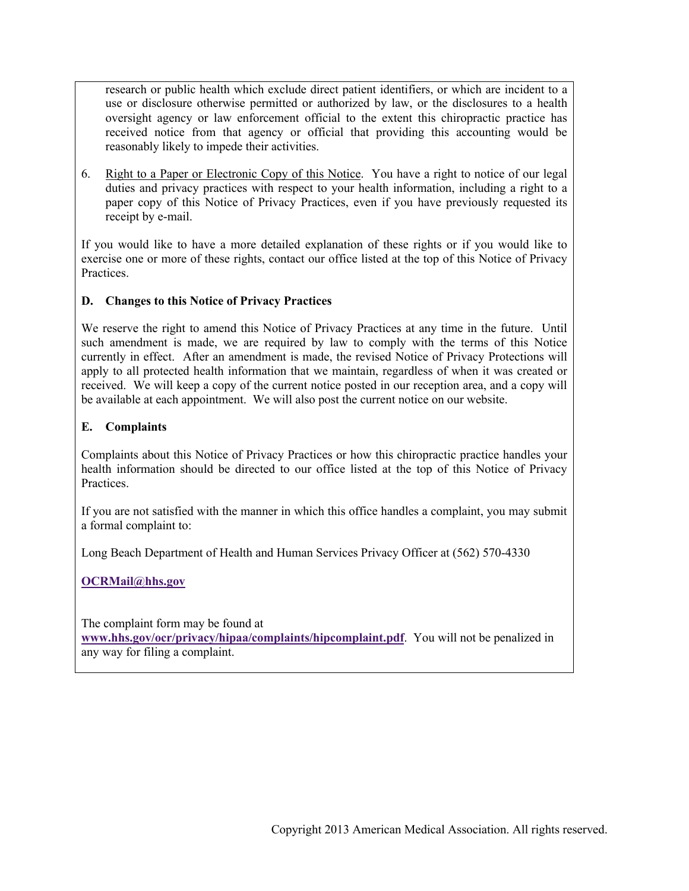research or public health which exclude direct patient identifiers, or which are incident to a use or disclosure otherwise permitted or authorized by law, or the disclosures to a health oversight agency or law enforcement official to the extent this chiropractic practice has received notice from that agency or official that providing this accounting would be reasonably likely to impede their activities.

6. Right to a Paper or Electronic Copy of this Notice. You have a right to notice of our legal duties and privacy practices with respect to your health information, including a right to a paper copy of this Notice of Privacy Practices, even if you have previously requested its receipt by e-mail.

If you would like to have a more detailed explanation of these rights or if you would like to exercise one or more of these rights, contact our office listed at the top of this Notice of Privacy Practices.

### D. Changes to this Notice of Privacy Practices

We reserve the right to amend this Notice of Privacy Practices at any time in the future. Until such amendment is made, we are required by law to comply with the terms of this Notice currently in effect. After an amendment is made, the revised Notice of Privacy Protections will apply to all protected health information that we maintain, regardless of when it was created or received. We will keep a copy of the current notice posted in our reception area, and a copy will be available at each appointment. We will also post the current notice on our website.

### E. Complaints

Complaints about this Notice of Privacy Practices or how this chiropractic practice handles your health information should be directed to our office listed at the top of this Notice of Privacy Practices.

If you are not satisfied with the manner in which this office handles a complaint, you may submit a formal complaint to:

Long Beach Department of Health and Human Services Privacy Officer at (562) 570-4330

**OCRMail@hhs.gov**

The complaint form may be found at **www.hhs.gov/ocr/privacy/hipaa/complaints/hipcomplaint.pdf**. You will not be penalized in any way for filing a complaint.

Copyright 2013 American Medical Association. All rights reserved.